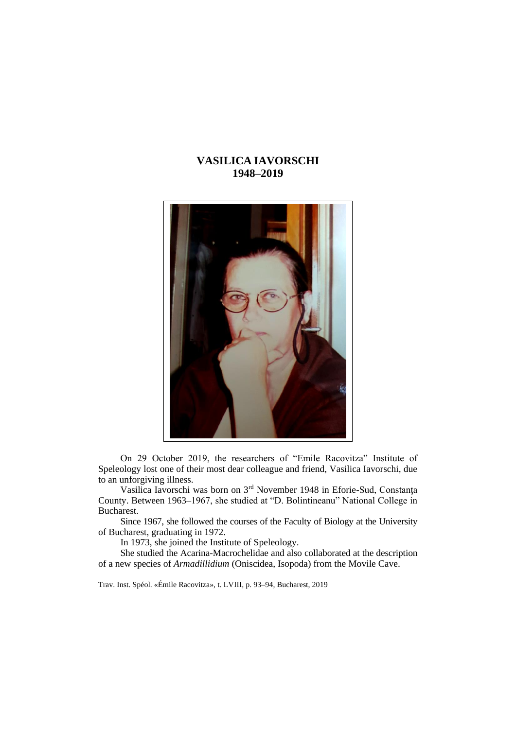# VASILICA IAVORSCHI
# 1948–2019

On 29 October 2019, the researchers of "Emile Racovitza" Institute of Speleology lost one of their most dear colleague and friend, Vasilica Iavorschi, due to an unforgiving illness.

Vasilica Iavorschi was born on 3rd November 1948 in Eforie-Sud, Constanța County. Between 1963–1967, she studied at "D. Bolintineanu" National College in Bucharest.

Since 1967, she followed the courses of the Faculty of Biology at the University of Bucharest, graduating in 1972.

In 1973, she joined the Institute of Speleology.

She studied the Acarina-Macrochelidae and also collaborated at the description of a new species of *Armadillidium* (Oniscidea, Isopoda) from the Movile Cave.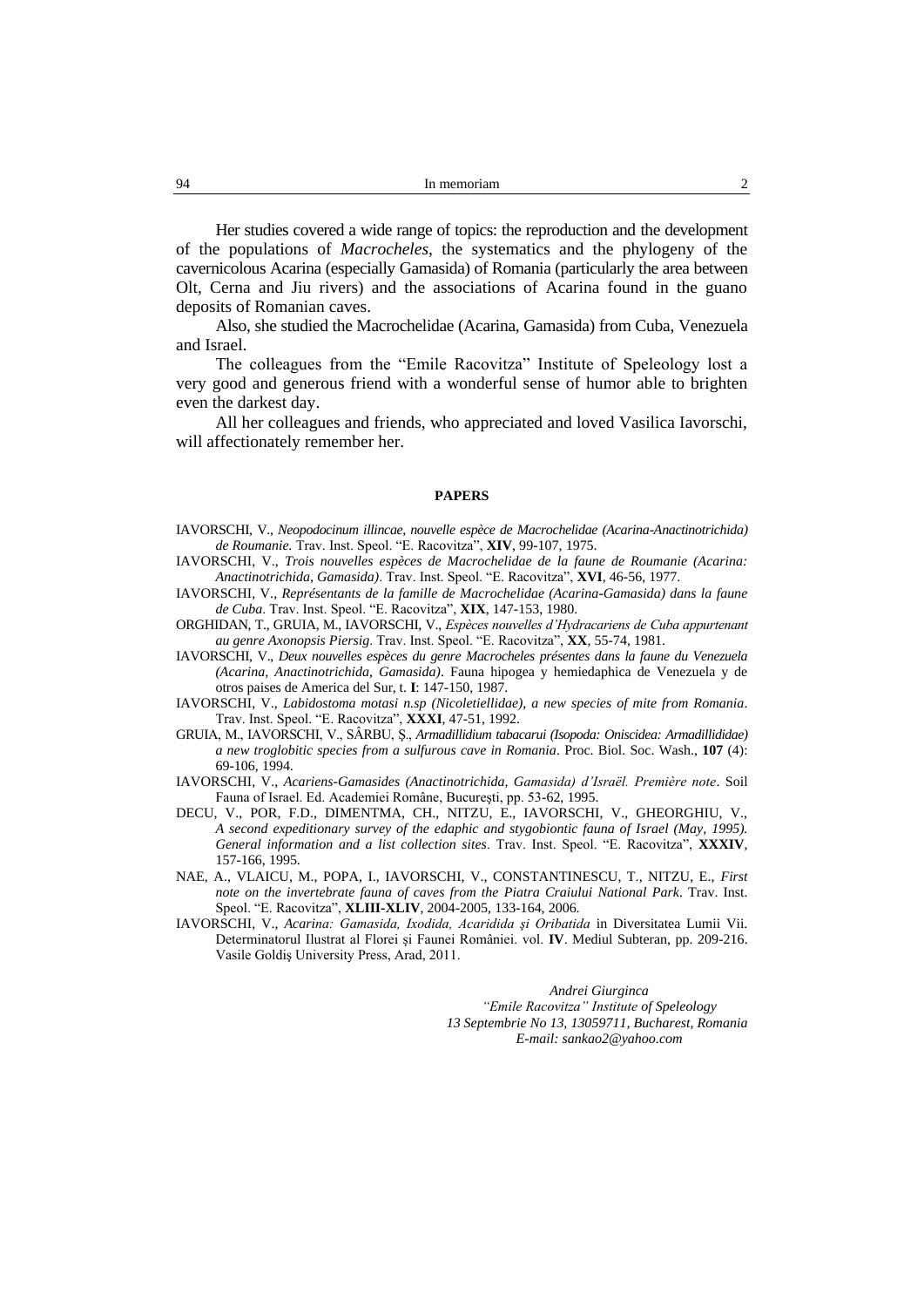Her studies covered a wide range of topics: the reproduction and the development of the populations of *Macrocheles*, the systematics and the phylogeny of the cavernicolous Acarina (especially Gamasida) of Romania (particularly the area between Olt, Cerna and Jiu rivers) and the associations of Acarina found in the guano deposits of Romanian caves.

Also, she studied the Macrochelidae (Acarina, Gamasida) from Cuba, Venezuela and Israel.

The colleagues from the "Emile Racovitza" Institute of Speleology lost a very good and generous friend with a wonderful sense of humor able to brighten even the darkest day.

All her colleagues and friends, who appreciated and loved Vasilica Iavorschi, will affectionately remember her.

## PAPERS

IAVORSCHI, V., *Neopodocinum illincae, nouvelle espèce de Macrochelidae (Acarina-Anactinotrichida) de Roumanie.* Trav. Inst. Speol. "E. Racovitza", **XIV**, 99-107, 1975.

IAVORSCHI, V., *Trois nouvelles espèces de Macrochelidae de la faune de Roumanie (Acarina: Anactinotrichida, Gamasida)*. Trav. Inst. Speol. "E. Racovitza", **XVI**, 46-56, 1977.

IAVORSCHI, V., *Représentants de la famille de Macrochelidae (Acarina-Gamasida) dans la faune de Cuba*. Trav. Inst. Speol. "E. Racovitza", **XIX**, 147-153, 1980.

ORGHIDAN, T., GRUIA, M., IAVORSCHI, V., *Espèces nouvelles d'Hydracariens de Cuba appurtenant au genre Axonopsis Piersig*. Trav. Inst. Speol. "E. Racovitza", **XX**, 55-74, 1981.

IAVORSCHI, V., *Deux nouvelles espèces du genre Macrocheles présentes dans la faune du Venezuela (Acarina, Anactinotrichida, Gamasida)*. Fauna hipogea y hemiedaphica de Venezuela y de otros paises de America del Sur, t. **I**: 147-150, 1987.

IAVORSCHI, V., *Labidostoma motasi n.sp (Nicoletiellidae), a new species of mite from Romania*. Trav. Inst. Speol. "E. Racovitza", **XXXI**, 47-51, 1992.

GRUIA, M., IAVORSCHI, V., SÂRBU, Ș., *Armadillidium tabacarui (Isopoda: Oniscidea: Armadillididae) a new troglobitic species from a sulfurous cave in Romania*. Proc. Biol. Soc. Wash., **107** (4): 69-106, 1994.

IAVORSCHI, V., *Acariens-Gamasides (Anactinotrichida, Gamasida) d'Israël. Première note*. Soil Fauna of Israel. Ed. Academiei Române, București, pp. 53-62, 1995.

DECU, V., POR, F.D., DIMENTMA, CH., NITZU, E., IAVORSCHI, V., GHEORGHIU, V., *A second expeditionary survey of the edaphic and stygobiontic fauna of Israel (May, 1995). General information and a list collection sites*. Trav. Inst. Speol. "E. Racovitza", **XXXIV**, 157-166, 1995.

NAE, A., VLAICU, M., POPA, I., IAVORSCHI, V., CONSTANTINESCU, T., NITZU, E., *First note on the invertebrate fauna of caves from the Piatra Craiului National Park*. Trav. Inst. Speol. "E. Racovitza", **XLIII-XLIV**, 2004-2005, 133-164, 2006.

IAVORSCHI, V., *Acarina: Gamasida, Ixodida, Acaridida şi Oribatida* in Diversitatea Lumii Vii. Determinatorul Ilustrat al Florei şi Faunei României. vol. **IV**. Mediul Subteran, pp. 209-216. Vasile Goldiş University Press, Arad, 2011.

*Andrei Giurginca*
*"Emile Racovitza" Institute of Speleology*
*13 Septembrie No 13, 13059711, Bucharest, Romania*
*E-mail: sankao2@yahoo.com*